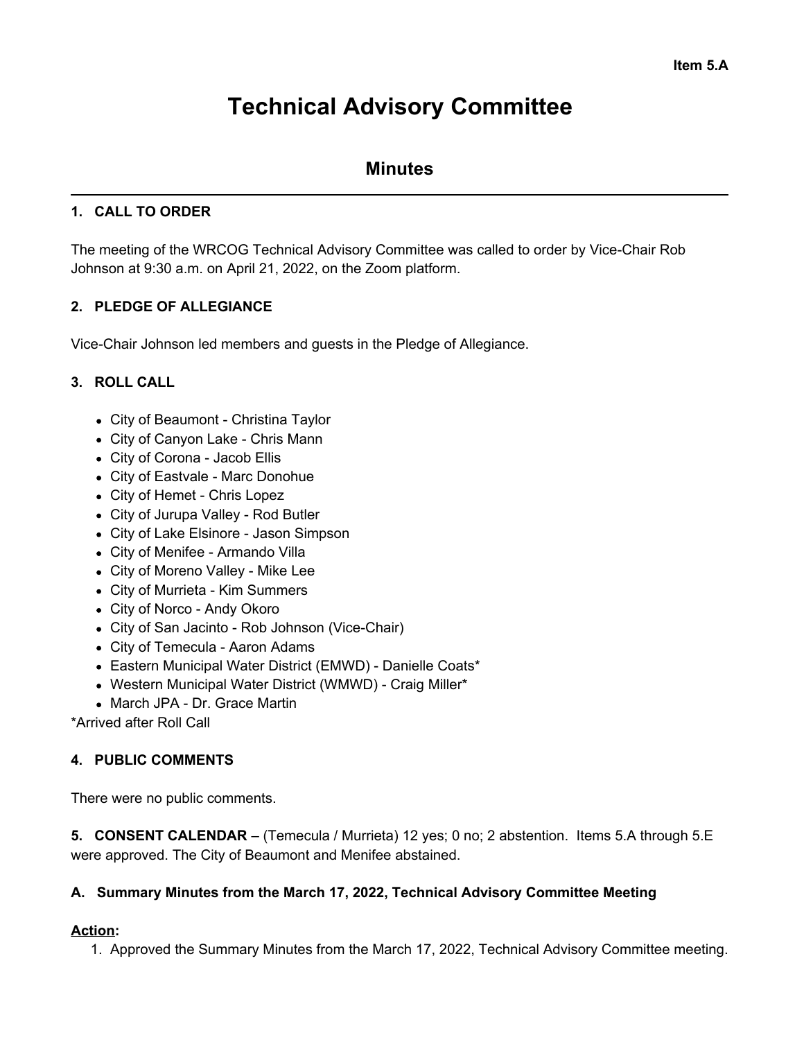**Item 5.A**

# Technical Advisory Committee

## Minutes

### 1. CALL TO ORDER

The meeting of the WRCOG Technical Advisory Committee was called to order by Vice-Chair Rob Johnson at 9:30 a.m. on April 21, 2022, on the Zoom platform.

### 2. PLEDGE OF ALLEGIANCE

Vice-Chair Johnson led members and guests in the Pledge of Allegiance.

### 3. ROLL CALL

- City of Beaumont - Christina Taylor
- City of Canyon Lake - Chris Mann
- City of Corona - Jacob Ellis
- City of Eastvale - Marc Donohue
- City of Hemet - Chris Lopez
- City of Jurupa Valley - Rod Butler
- City of Lake Elsinore - Jason Simpson
- City of Menifee - Armando Villa
- City of Moreno Valley - Mike Lee
- City of Murrieta - Kim Summers
- City of Norco - Andy Okoro
- City of San Jacinto - Rob Johnson (Vice-Chair)
- City of Temecula - Aaron Adams
- Eastern Municipal Water District (EMWD) - Danielle Coats*
- Western Municipal Water District (WMWD) - Craig Miller*
- March JPA - Dr. Grace Martin

*Arrived after Roll Call

### 4. PUBLIC COMMENTS

There were no public comments.

**5. CONSENT CALENDAR** – (Temecula / Murrieta) 12 yes; 0 no; 2 abstention. Items 5.A through 5.E were approved. The City of Beaumont and Menifee abstained.

### A. Summary Minutes from the March 17, 2022, Technical Advisory Committee Meeting

**Action:**

1. Approved the Summary Minutes from the March 17, 2022, Technical Advisory Committee meeting.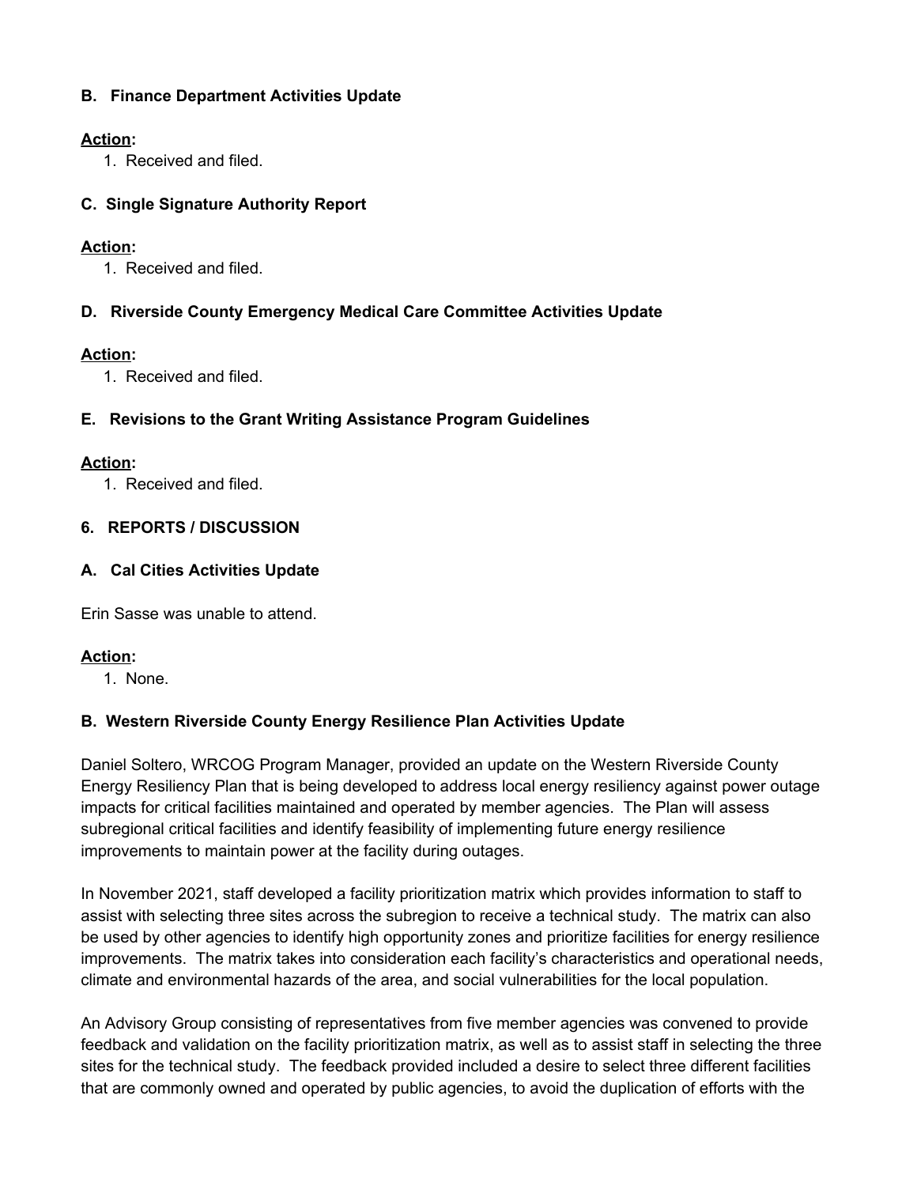### B. Finance Department Activities Update

**Action:**

1. Received and filed.

### C. Single Signature Authority Report

**Action:**

1. Received and filed.

### D. Riverside County Emergency Medical Care Committee Activities Update

**Action:**

1. Received and filed.

### E. Revisions to the Grant Writing Assistance Program Guidelines

**Action:**

1. Received and filed.

## 6. REPORTS / DISCUSSION

### A. Cal Cities Activities Update

Erin Sasse was unable to attend.

**Action:**

1. None.

### B. Western Riverside County Energy Resilience Plan Activities Update

Daniel Soltero, WRCOG Program Manager, provided an update on the Western Riverside County Energy Resiliency Plan that is being developed to address local energy resiliency against power outage impacts for critical facilities maintained and operated by member agencies. The Plan will assess subregional critical facilities and identify feasibility of implementing future energy resilience improvements to maintain power at the facility during outages.

In November 2021, staff developed a facility prioritization matrix which provides information to staff to assist with selecting three sites across the subregion to receive a technical study. The matrix can also be used by other agencies to identify high opportunity zones and prioritize facilities for energy resilience improvements. The matrix takes into consideration each facility's characteristics and operational needs, climate and environmental hazards of the area, and social vulnerabilities for the local population.

An Advisory Group consisting of representatives from five member agencies was convened to provide feedback and validation on the facility prioritization matrix, as well as to assist staff in selecting the three sites for the technical study. The feedback provided included a desire to select three different facilities that are commonly owned and operated by public agencies, to avoid the duplication of efforts with the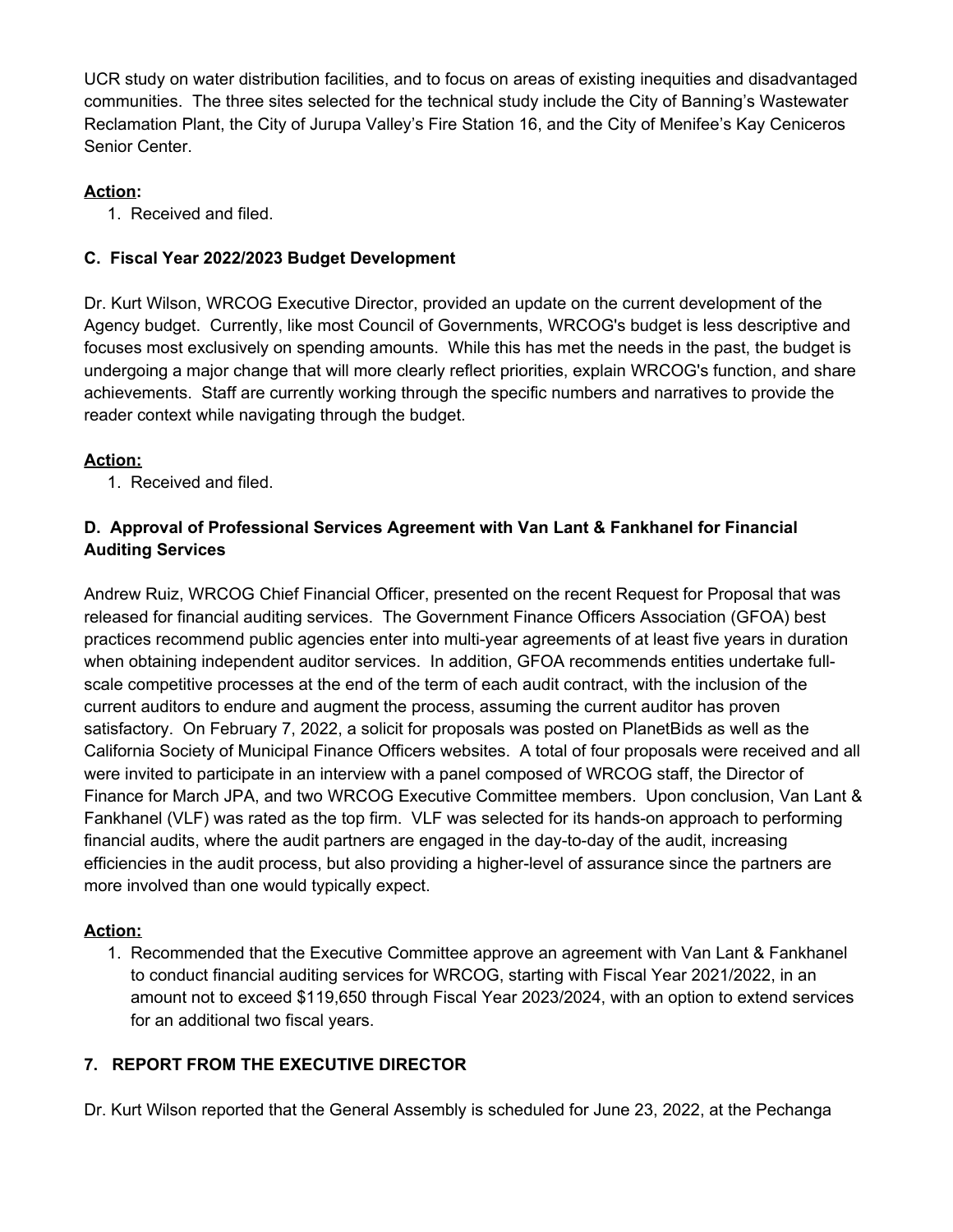UCR study on water distribution facilities, and to focus on areas of existing inequities and disadvantaged communities. The three sites selected for the technical study include the City of Banning's Wastewater Reclamation Plant, the City of Jurupa Valley's Fire Station 16, and the City of Menifee's Kay Ceniceros Senior Center.

**Action:**

1. Received and filed.

### C. Fiscal Year 2022/2023 Budget Development

Dr. Kurt Wilson, WRCOG Executive Director, provided an update on the current development of the Agency budget. Currently, like most Council of Governments, WRCOG's budget is less descriptive and focuses most exclusively on spending amounts. While this has met the needs in the past, the budget is undergoing a major change that will more clearly reflect priorities, explain WRCOG's function, and share achievements. Staff are currently working through the specific numbers and narratives to provide the reader context while navigating through the budget.

**Action:**

1. Received and filed.

### D. Approval of Professional Services Agreement with Van Lant & Fankhanel for Financial Auditing Services

Andrew Ruiz, WRCOG Chief Financial Officer, presented on the recent Request for Proposal that was released for financial auditing services. The Government Finance Officers Association (GFOA) best practices recommend public agencies enter into multi-year agreements of at least five years in duration when obtaining independent auditor services. In addition, GFOA recommends entities undertake full-scale competitive processes at the end of the term of each audit contract, with the inclusion of the current auditors to endure and augment the process, assuming the current auditor has proven satisfactory. On February 7, 2022, a solicit for proposals was posted on PlanetBids as well as the California Society of Municipal Finance Officers websites. A total of four proposals were received and all were invited to participate in an interview with a panel composed of WRCOG staff, the Director of Finance for March JPA, and two WRCOG Executive Committee members. Upon conclusion, Van Lant & Fankhanel (VLF) was rated as the top firm. VLF was selected for its hands-on approach to performing financial audits, where the audit partners are engaged in the day-to-day of the audit, increasing efficiencies in the audit process, but also providing a higher-level of assurance since the partners are more involved than one would typically expect.

**Action:**

1. Recommended that the Executive Committee approve an agreement with Van Lant & Fankhanel to conduct financial auditing services for WRCOG, starting with Fiscal Year 2021/2022, in an amount not to exceed $119,650 through Fiscal Year 2023/2024, with an option to extend services for an additional two fiscal years.

## 7. REPORT FROM THE EXECUTIVE DIRECTOR

Dr. Kurt Wilson reported that the General Assembly is scheduled for June 23, 2022, at the Pechanga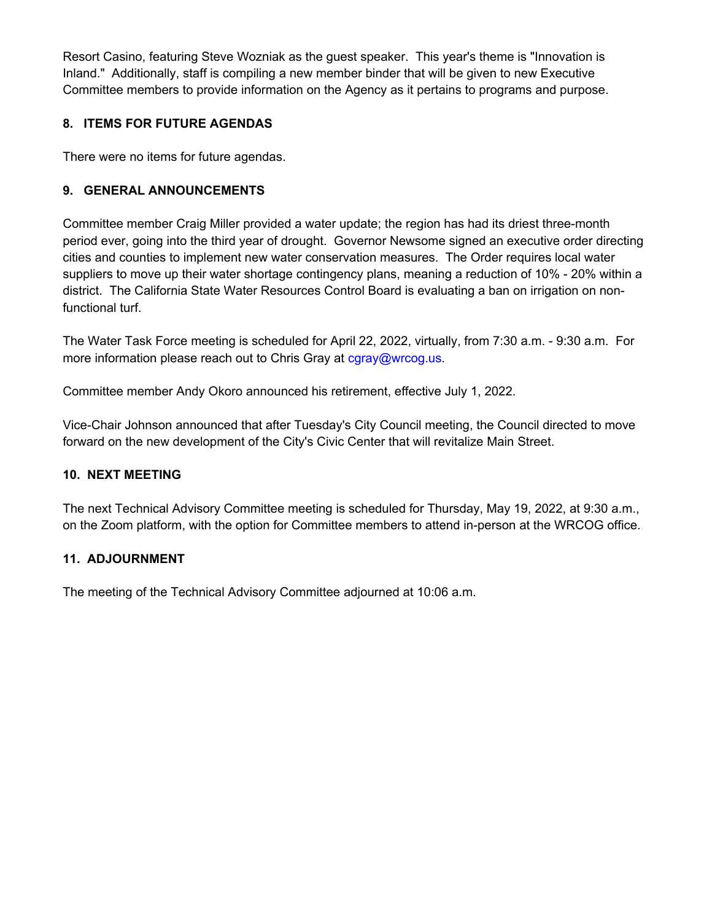Resort Casino, featuring Steve Wozniak as the guest speaker. This year's theme is "Innovation is Inland." Additionally, staff is compiling a new member binder that will be given to new Executive Committee members to provide information on the Agency as it pertains to programs and purpose.

### 8. ITEMS FOR FUTURE AGENDAS

There were no items for future agendas.

### 9. GENERAL ANNOUNCEMENTS

Committee member Craig Miller provided a water update; the region has had its driest three-month period ever, going into the third year of drought. Governor Newsome signed an executive order directing cities and counties to implement new water conservation measures. The Order requires local water suppliers to move up their water shortage contingency plans, meaning a reduction of 10% - 20% within a district. The California State Water Resources Control Board is evaluating a ban on irrigation on non-functional turf.

The Water Task Force meeting is scheduled for April 22, 2022, virtually, from 7:30 a.m. - 9:30 a.m. For more information please reach out to Chris Gray at cgray@wrcog.us.

Committee member Andy Okoro announced his retirement, effective July 1, 2022.

Vice-Chair Johnson announced that after Tuesday's City Council meeting, the Council directed to move forward on the new development of the City's Civic Center that will revitalize Main Street.

### 10. NEXT MEETING

The next Technical Advisory Committee meeting is scheduled for Thursday, May 19, 2022, at 9:30 a.m., on the Zoom platform, with the option for Committee members to attend in-person at the WRCOG office.

### 11. ADJOURNMENT

The meeting of the Technical Advisory Committee adjourned at 10:06 a.m.